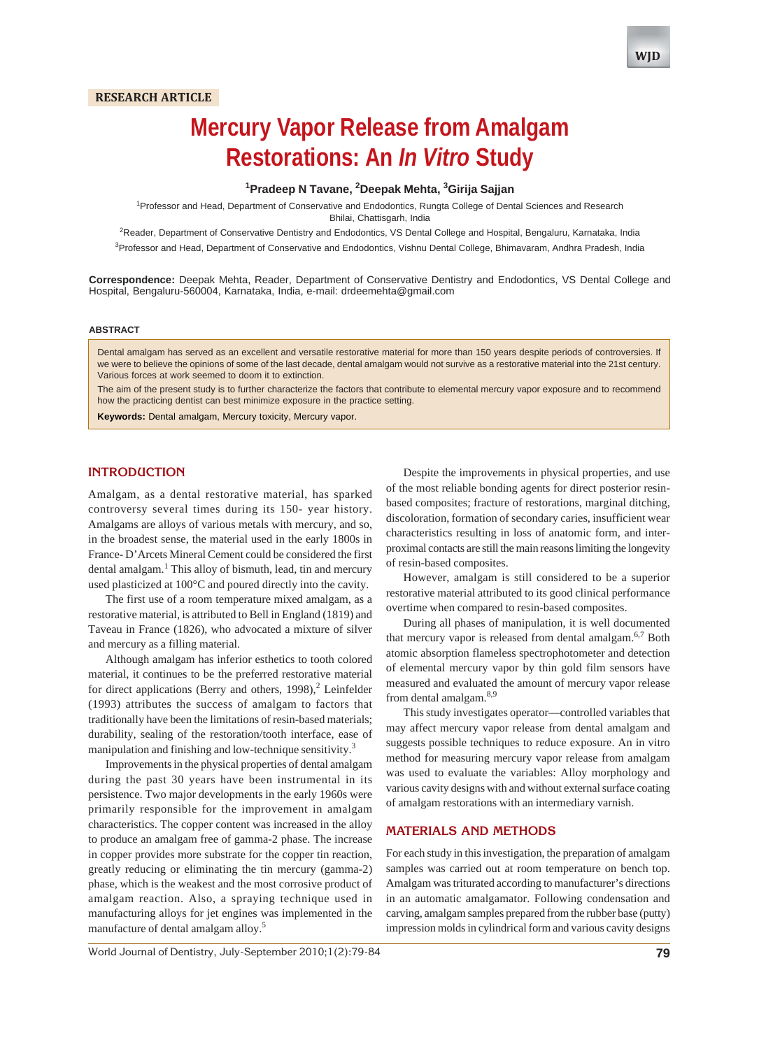RESEARCH ARTICLE

# Mercury Vapor Release from Amalgam Restorations: An *In Vitro* Study

**[1]Pradeep N Tavane, [2]Deepak Mehta, [3]Girija Sajjan**

[1]Professor and Head, Department of Conservative and Endodontics, Rungta College of Dental Sciences and Research Bhilai, Chattisgarh, India

[2]Reader, Department of Conservative Dentistry and Endodontics, VS Dental College and Hospital, Bengaluru, Karnataka, India

[3]Professor and Head, Department of Conservative and Endodontics, Vishnu Dental College, Bhimavaram, Andhra Pradesh, India

**Correspondence:** Deepak Mehta, Reader, Department of Conservative Dentistry and Endodontics, VS Dental College and Hospital, Bengaluru-560004, Karnataka, India, e-mail: drdeemehta@gmail.com

## ABSTRACT

Dental amalgam has served as an excellent and versatile restorative material for more than 150 years despite periods of controversies. If we were to believe the opinions of some of the last decade, dental amalgam would not survive as a restorative material into the 21st century. Various forces at work seemed to doom it to extinction.

The aim of the present study is to further characterize the factors that contribute to elemental mercury vapor exposure and to recommend how the practicing dentist can best minimize exposure in the practice setting.

**Keywords:** Dental amalgam, Mercury toxicity, Mercury vapor.

## INTRODUCTION

Amalgam, as a dental restorative material, has sparked controversy several times during its 150- year history. Amalgams are alloys of various metals with mercury, and so, in the broadest sense, the material used in the early 1800s in France- D'Arcets Mineral Cement could be considered the first dental amalgam.[1] This alloy of bismuth, lead, tin and mercury used plasticized at 100°C and poured directly into the cavity.

The first use of a room temperature mixed amalgam, as a restorative material, is attributed to Bell in England (1819) and Taveau in France (1826), who advocated a mixture of silver and mercury as a filling material.

Although amalgam has inferior esthetics to tooth colored material, it continues to be the preferred restorative material for direct applications (Berry and others, 1998),[2] Leinfelder (1993) attributes the success of amalgam to factors that traditionally have been the limitations of resin-based materials; durability, sealing of the restoration/tooth interface, ease of manipulation and finishing and low-technique sensitivity.[3]

Improvements in the physical properties of dental amalgam during the past 30 years have been instrumental in its persistence. Two major developments in the early 1960s were primarily responsible for the improvement in amalgam characteristics. The copper content was increased in the alloy to produce an amalgam free of gamma-2 phase. The increase in copper provides more substrate for the copper tin reaction, greatly reducing or eliminating the tin mercury (gamma-2) phase, which is the weakest and the most corrosive product of amalgam reaction. Also, a spraying technique used in manufacturing alloys for jet engines was implemented in the manufacture of dental amalgam alloy.[5]

Despite the improvements in physical properties, and use of the most reliable bonding agents for direct posterior resin-based composites; fracture of restorations, marginal ditching, discoloration, formation of secondary caries, insufficient wear characteristics resulting in loss of anatomic form, and inter-proximal contacts are still the main reasons limiting the longevity of resin-based composites.

However, amalgam is still considered to be a superior restorative material attributed to its good clinical performance overtime when compared to resin-based composites.

During all phases of manipulation, it is well documented that mercury vapor is released from dental amalgam.[6,7] Both atomic absorption flameless spectrophotometer and detection of elemental mercury vapor by thin gold film sensors have measured and evaluated the amount of mercury vapor release from dental amalgam.[8,9]

This study investigates operator—controlled variables that may affect mercury vapor release from dental amalgam and suggests possible techniques to reduce exposure. An in vitro method for measuring mercury vapor release from amalgam was used to evaluate the variables: Alloy morphology and various cavity designs with and without external surface coating of amalgam restorations with an intermediary varnish.

## MATERIALS AND METHODS

For each study in this investigation, the preparation of amalgam samples was carried out at room temperature on bench top. Amalgam was triturated according to manufacturer's directions in an automatic amalgamator. Following condensation and carving, amalgam samples prepared from the rubber base (putty) impression molds in cylindrical form and various cavity designs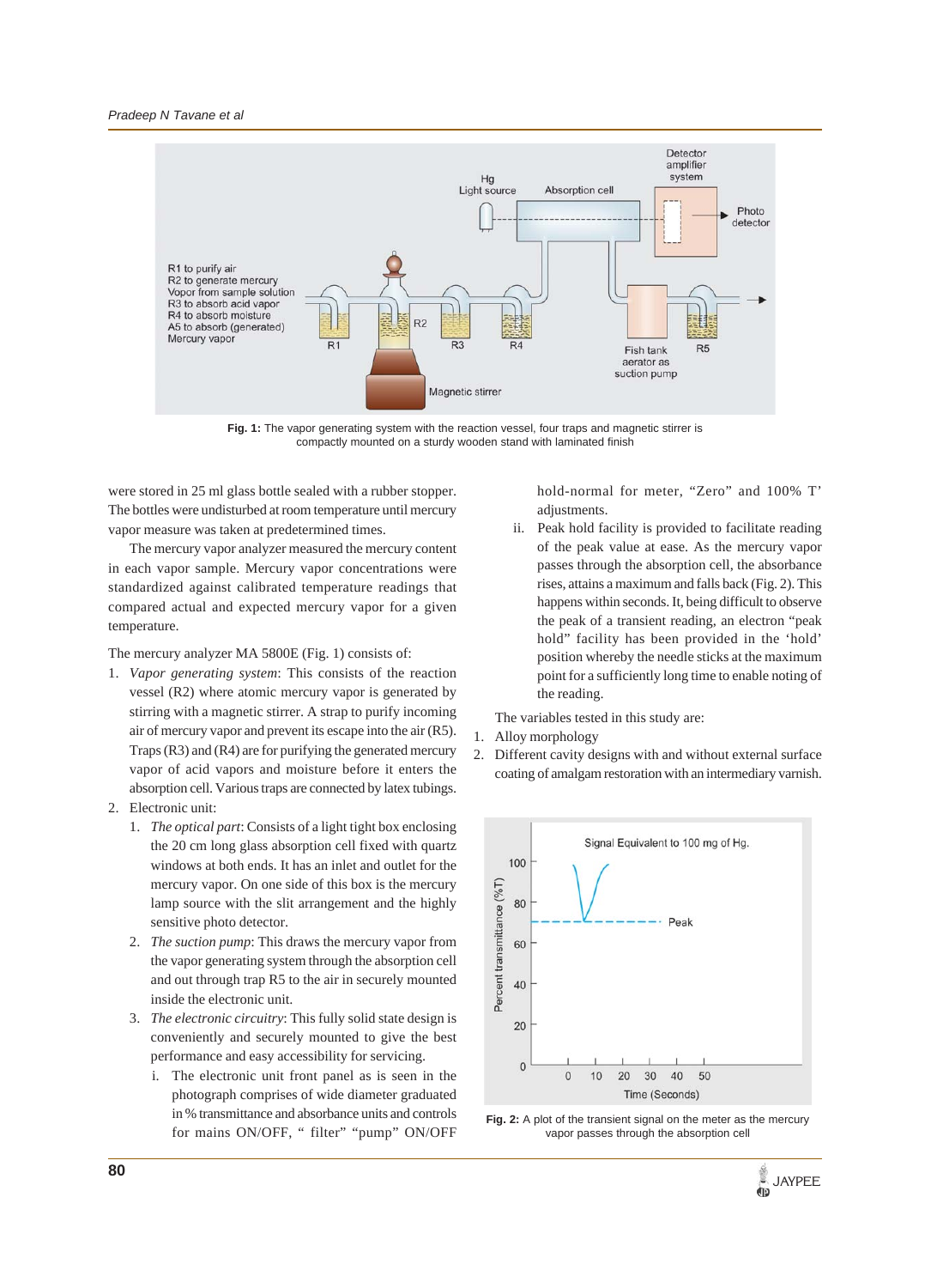Fig. 1: The vapor generating system with the reaction vessel, four traps and magnetic stirrer is compactly mounted on a sturdy wooden stand with laminated finish

were stored in 25 ml glass bottle sealed with a rubber stopper. The bottles were undisturbed at room temperature until mercury vapor measure was taken at predetermined times.

The mercury vapor analyzer measured the mercury content in each vapor sample. Mercury vapor concentrations were standardized against calibrated temperature readings that compared actual and expected mercury vapor for a given temperature.

The mercury analyzer MA 5800E (Fig. 1) consists of:

1. *Vapor generating system*: This consists of the reaction vessel (R2) where atomic mercury vapor is generated by stirring with a magnetic stirrer. A strap to purify incoming air of mercury vapor and prevent its escape into the air (R5). Traps (R3) and (R4) are for purifying the generated mercury vapor of acid vapors and moisture before it enters the absorption cell. Various traps are connected by latex tubings.
2. Electronic unit:
   1. *The optical part*: Consists of a light tight box enclosing the 20 cm long glass absorption cell fixed with quartz windows at both ends. It has an inlet and outlet for the mercury vapor. On one side of this box is the mercury lamp source with the slit arrangement and the highly sensitive photo detector.
   2. *The suction pump*: This draws the mercury vapor from the vapor generating system through the absorption cell and out through trap R5 to the air in securely mounted inside the electronic unit.
   3. *The electronic circuitry*: This fully solid state design is conveniently and securely mounted to give the best performance and easy accessibility for servicing.
      1. The electronic unit front panel as is seen in the photograph comprises of wide diameter graduated in % transmittance and absorbance units and controls for mains ON/OFF, " filter" "pump" ON/OFF hold-normal for meter, "Zero" and 100% T' adjustments.
      2. Peak hold facility is provided to facilitate reading of the peak value at ease. As the mercury vapor passes through the absorption cell, the absorbance rises, attains a maximum and falls back (Fig. 2). This happens within seconds. It, being difficult to observe the peak of a transient reading, an electron "peak hold" facility has been provided in the 'hold' position whereby the needle sticks at the maximum point for a sufficiently long time to enable noting of the reading.

The variables tested in this study are:

1. Alloy morphology
2. Different cavity designs with and without external surface coating of amalgam restoration with an intermediary varnish.

Fig. 2: A plot of the transient signal on the meter as the mercury vapor passes through the absorption cell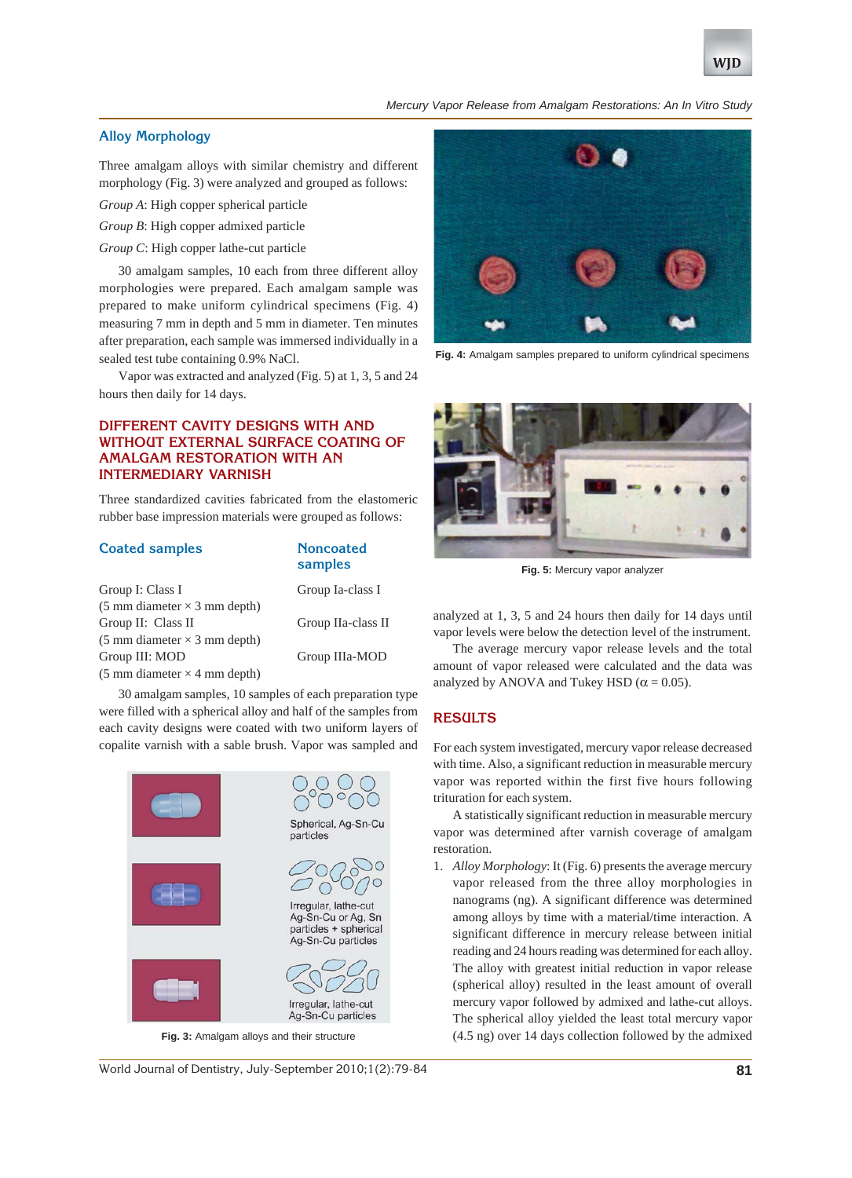## Alloy Morphology

Three amalgam alloys with similar chemistry and different morphology (Fig. 3) were analyzed and grouped as follows:

*Group A*: High copper spherical particle

*Group B*: High copper admixed particle

*Group C*: High copper lathe-cut particle

30 amalgam samples, 10 each from three different alloy morphologies were prepared. Each amalgam sample was prepared to make uniform cylindrical specimens (Fig. 4) measuring 7 mm in depth and 5 mm in diameter. Ten minutes after preparation, each sample was immersed individually in a sealed test tube containing 0.9% NaCl.

Vapor was extracted and analyzed (Fig. 5) at 1, 3, 5 and 24 hours then daily for 14 days.

## DIFFERENT CAVITY DESIGNS WITH AND WITHOUT EXTERNAL SURFACE COATING OF AMALGAM RESTORATION WITH AN INTERMEDIARY VARNISH

Three standardized cavities fabricated from the elastomeric rubber base impression materials were grouped as follows:

| Coated samples | Noncoated samples |
|---|---|
| Group I: Class I (5 mm diameter × 3 mm depth) | Group Ia-class I |
| Group II: Class II (5 mm diameter × 3 mm depth) | Group IIa-class II |
| Group III: MOD (5 mm diameter × 4 mm depth) | Group IIIa-MOD |

30 amalgam samples, 10 samples of each preparation type were filled with a spherical alloy and half of the samples from each cavity designs were coated with two uniform layers of copalite varnish with a sable brush. Vapor was sampled and analyzed at 1, 3, 5 and 24 hours then daily for 14 days until vapor levels were below the detection level of the instrument.

The average mercury vapor release levels and the total amount of vapor released were calculated and the data was analyzed by ANOVA and Tukey HSD ($\alpha = 0.05$).

Fig. 3: Amalgam alloys and their structure

Fig. 4: Amalgam samples prepared to uniform cylindrical specimens

Fig. 5: Mercury vapor analyzer

## RESULTS

For each system investigated, mercury vapor release decreased with time. Also, a significant reduction in measurable mercury vapor was reported within the first five hours following trituration for each system.

A statistically significant reduction in measurable mercury vapor was determined after varnish coverage of amalgam restoration.

1. *Alloy Morphology*: It (Fig. 6) presents the average mercury vapor released from the three alloy morphologies in nanograms (ng). A significant difference was determined among alloys by time with a material/time interaction. A significant difference in mercury release between initial reading and 24 hours reading was determined for each alloy. The alloy with greatest initial reduction in vapor release (spherical alloy) resulted in the least amount of overall mercury vapor followed by admixed and lathe-cut alloys. The spherical alloy yielded the least total mercury vapor (4.5 ng) over 14 days collection followed by the admixed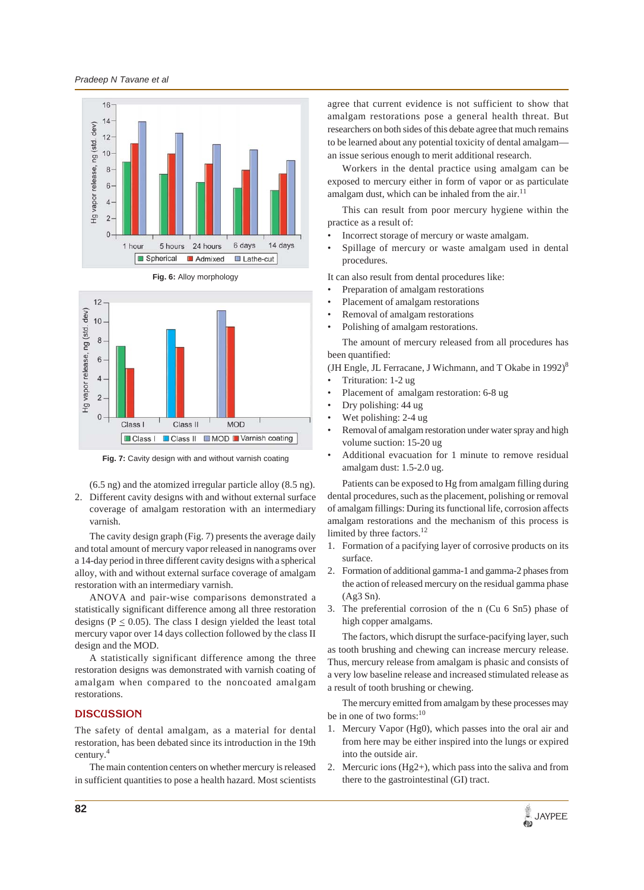Fig. 6: Alloy morphology

Fig. 7: Cavity design with and without varnish coating

(6.5 ng) and the atomized irregular particle alloy (8.5 ng).

2. Different cavity designs with and without external surface coverage of amalgam restoration with an intermediary varnish.

The cavity design graph (Fig. 7) presents the average daily and total amount of mercury vapor released in nanograms over a 14-day period in three different cavity designs with a spherical alloy, with and without external surface coverage of amalgam restoration with an intermediary varnish.

ANOVA and pair-wise comparisons demonstrated a statistically significant difference among all three restoration designs ($P \leq 0.05$). The class I design yielded the least total mercury vapor over 14 days collection followed by the class II design and the MOD.

A statistically significant difference among the three restoration designs was demonstrated with varnish coating of amalgam when compared to the noncoated amalgam restorations.

## DISCUSSION

The safety of dental amalgam, as a material for dental restoration, has been debated since its introduction in the 19th century.[4]

The main contention centers on whether mercury is released in sufficient quantities to pose a health hazard. Most scientists agree that current evidence is not sufficient to show that amalgam restorations pose a general health threat. But researchers on both sides of this debate agree that much remains to be learned about any potential toxicity of dental amalgam—an issue serious enough to merit additional research.

Workers in the dental practice using amalgam can be exposed to mercury either in form of vapor or as particulate amalgam dust, which can be inhaled from the air.[11]

This can result from poor mercury hygiene within the practice as a result of:

- Incorrect storage of mercury or waste amalgam.
- Spillage of mercury or waste amalgam used in dental procedures.

It can also result from dental procedures like:

- Preparation of amalgam restorations
- Placement of amalgam restorations
- Removal of amalgam restorations
- Polishing of amalgam restorations.

The amount of mercury released from all procedures has been quantified:

(JH Engle, JL Ferracane, J Wichmann, and T Okabe in 1992)[8]

- Trituration: 1-2 ug
- Placement of amalgam restoration: 6-8 ug
- Dry polishing: 44 ug
- Wet polishing: 2-4 ug
- Removal of amalgam restoration under water spray and high volume suction: 15-20 ug
- Additional evacuation for 1 minute to remove residual amalgam dust: 1.5-2.0 ug.

Patients can be exposed to Hg from amalgam filling during dental procedures, such as the placement, polishing or removal of amalgam fillings: During its functional life, corrosion affects amalgam restorations and the mechanism of this process is limited by three factors.[12]

1. Formation of a pacifying layer of corrosive products on its surface.
2. Formation of additional gamma-1 and gamma-2 phases from the action of released mercury on the residual gamma phase (Ag3 Sn).
3. The preferential corrosion of the n (Cu 6 Sn5) phase of high copper amalgams.

The factors, which disrupt the surface-pacifying layer, such as tooth brushing and chewing can increase mercury release. Thus, mercury release from amalgam is phasic and consists of a very low baseline release and increased stimulated release as a result of tooth brushing or chewing.

The mercury emitted from amalgam by these processes may be in one of two forms:[10]

1. Mercury Vapor (Hg0), which passes into the oral air and from here may be either inspired into the lungs or expired into the outside air.
2. Mercuric ions ($Hg^{2+}$), which pass into the saliva and from there to the gastrointestinal (GI) tract.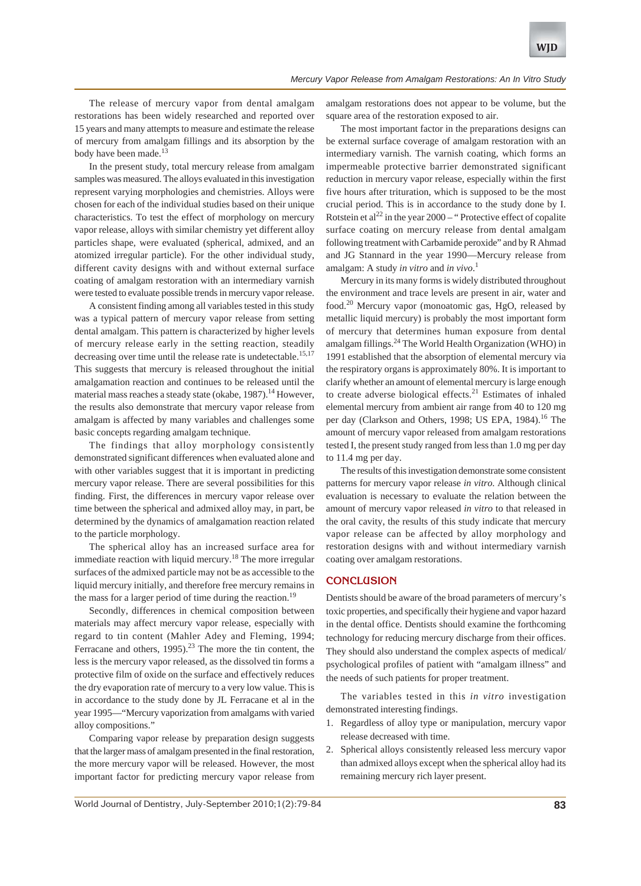The release of mercury vapor from dental amalgam restorations has been widely researched and reported over 15 years and many attempts to measure and estimate the release of mercury from amalgam fillings and its absorption by the body have been made.[13]

In the present study, total mercury release from amalgam samples was measured. The alloys evaluated in this investigation represent varying morphologies and chemistries. Alloys were chosen for each of the individual studies based on their unique characteristics. To test the effect of morphology on mercury vapor release, alloys with similar chemistry yet different alloy particles shape, were evaluated (spherical, admixed, and an atomized irregular particle). For the other individual study, different cavity designs with and without external surface coating of amalgam restoration with an intermediary varnish were tested to evaluate possible trends in mercury vapor release.

A consistent finding among all variables tested in this study was a typical pattern of mercury vapor release from setting dental amalgam. This pattern is characterized by higher levels of mercury release early in the setting reaction, steadily decreasing over time until the release rate is undetectable.[15,17] This suggests that mercury is released throughout the initial amalgamation reaction and continues to be released until the material mass reaches a steady state (okabe, 1987).[14] However, the results also demonstrate that mercury vapor release from amalgam is affected by many variables and challenges some basic concepts regarding amalgam technique.

The findings that alloy morphology consistently demonstrated significant differences when evaluated alone and with other variables suggest that it is important in predicting mercury vapor release. There are several possibilities for this finding. First, the differences in mercury vapor release over time between the spherical and admixed alloy may, in part, be determined by the dynamics of amalgamation reaction related to the particle morphology.

The spherical alloy has an increased surface area for immediate reaction with liquid mercury.[18] The more irregular surfaces of the admixed particle may not be as accessible to the liquid mercury initially, and therefore free mercury remains in the mass for a larger period of time during the reaction.[19]

Secondly, differences in chemical composition between materials may affect mercury vapor release, especially with regard to tin content (Mahler Adey and Fleming, 1994; Ferracane and others, 1995).[23] The more the tin content, the less is the mercury vapor released, as the dissolved tin forms a protective film of oxide on the surface and effectively reduces the dry evaporation rate of mercury to a very low value. This is in accordance to the study done by JL Ferracane et al in the year 1995—"Mercury vaporization from amalgams with varied alloy compositions."

Comparing vapor release by preparation design suggests that the larger mass of amalgam presented in the final restoration, the more mercury vapor will be released. However, the most important factor for predicting mercury vapor release from amalgam restorations does not appear to be volume, but the square area of the restoration exposed to air.

The most important factor in the preparations designs can be external surface coverage of amalgam restoration with an intermediary varnish. The varnish coating, which forms an impermeable protective barrier demonstrated significant reduction in mercury vapor release, especially within the first five hours after trituration, which is supposed to be the most crucial period. This is in accordance to the study done by I. Rotstein et al[22] in the year 2000 – " Protective effect of copalite surface coating on mercury release from dental amalgam following treatment with Carbamide peroxide" and by R Ahmad and JG Stannard in the year 1990—Mercury release from amalgam: A study *in vitro* and *in vivo*.[1]

Mercury in its many forms is widely distributed throughout the environment and trace levels are present in air, water and food.[20] Mercury vapor (monoatomic gas, HgO, released by metallic liquid mercury) is probably the most important form of mercury that determines human exposure from dental amalgam fillings.[24] The World Health Organization (WHO) in 1991 established that the absorption of elemental mercury via the respiratory organs is approximately 80%. It is important to clarify whether an amount of elemental mercury is large enough to create adverse biological effects.[21] Estimates of inhaled elemental mercury from ambient air range from 40 to 120 mg per day (Clarkson and Others, 1998; US EPA, 1984).[16] The amount of mercury vapor released from amalgam restorations tested I, the present study ranged from less than 1.0 mg per day to 11.4 mg per day.

The results of this investigation demonstrate some consistent patterns for mercury vapor release *in vitro.* Although clinical evaluation is necessary to evaluate the relation between the amount of mercury vapor released *in vitro* to that released in the oral cavity, the results of this study indicate that mercury vapor release can be affected by alloy morphology and restoration designs with and without intermediary varnish coating over amalgam restorations.

## CONCLUSION

Dentists should be aware of the broad parameters of mercury's toxic properties, and specifically their hygiene and vapor hazard in the dental office. Dentists should examine the forthcoming technology for reducing mercury discharge from their offices. They should also understand the complex aspects of medical/psychological profiles of patient with "amalgam illness" and the needs of such patients for proper treatment.

The variables tested in this *in vitro* investigation demonstrated interesting findings.

1. Regardless of alloy type or manipulation, mercury vapor release decreased with time.
2. Spherical alloys consistently released less mercury vapor than admixed alloys except when the spherical alloy had its remaining mercury rich layer present.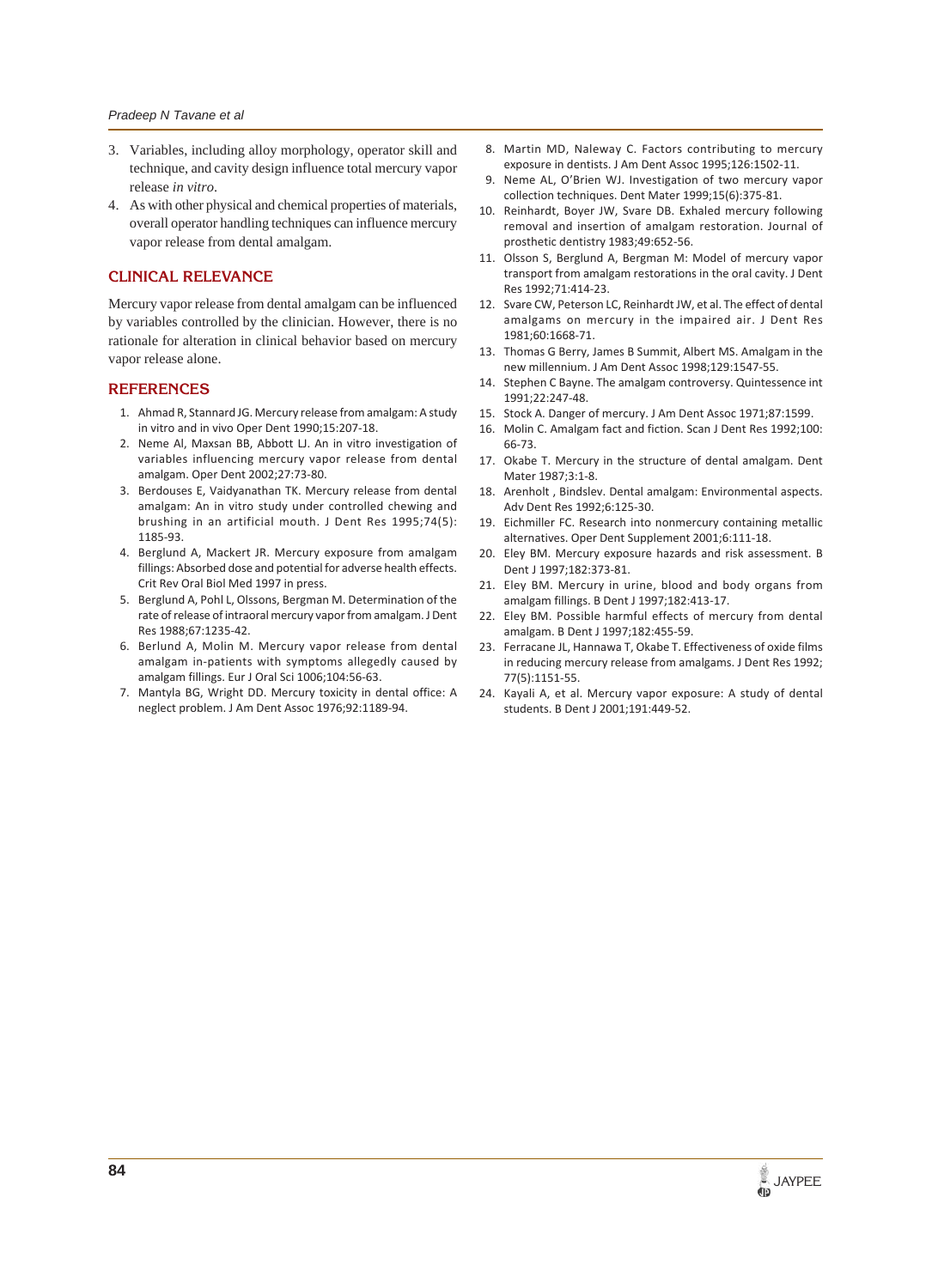3. Variables, including alloy morphology, operator skill and technique, and cavity design influence total mercury vapor release *in vitro*.
4. As with other physical and chemical properties of materials, overall operator handling techniques can influence mercury vapor release from dental amalgam.

## CLINICAL RELEVANCE

Mercury vapor release from dental amalgam can be influenced by variables controlled by the clinician. However, there is no rationale for alteration in clinical behavior based on mercury vapor release alone.

## REFERENCES

1. Ahmad R, Stannard JG. Mercury release from amalgam: A study in vitro and in vivo Oper Dent 1990;15:207-18.
2. Neme Al, Maxsan BB, Abbott LJ. An in vitro investigation of variables influencing mercury vapor release from dental amalgam. Oper Dent 2002;27:73-80.
3. Berdouses E, Vaidyanathan TK. Mercury release from dental amalgam: An in vitro study under controlled chewing and brushing in an artificial mouth. J Dent Res 1995;74(5): 1185-93.
4. Berglund A, Mackert JR. Mercury exposure from amalgam fillings: Absorbed dose and potential for adverse health effects. Crit Rev Oral Biol Med 1997 in press.
5. Berglund A, Pohl L, Olssons, Bergman M. Determination of the rate of release of intraoral mercury vapor from amalgam. J Dent Res 1988;67:1235-42.
6. Berlund A, Molin M. Mercury vapor release from dental amalgam in-patients with symptoms allegedly caused by amalgam fillings. Eur J Oral Sci 1006;104:56-63.
7. Mantyla BG, Wright DD. Mercury toxicity in dental office: A neglect problem. J Am Dent Assoc 1976;92:1189-94.
8. Martin MD, Naleway C. Factors contributing to mercury exposure in dentists. J Am Dent Assoc 1995;126:1502-11.
9. Neme AL, O'Brien WJ. Investigation of two mercury vapor collection techniques. Dent Mater 1999;15(6):375-81.
10. Reinhardt, Boyer JW, Svare DB. Exhaled mercury following removal and insertion of amalgam restoration. Journal of prosthetic dentistry 1983;49:652-56.
11. Olsson S, Berglund A, Bergman M: Model of mercury vapor transport from amalgam restorations in the oral cavity. J Dent Res 1992;71:414-23.
12. Svare CW, Peterson LC, Reinhardt JW, et al. The effect of dental amalgams on mercury in the impaired air. J Dent Res 1981;60:1668-71.
13. Thomas G Berry, James B Summit, Albert MS. Amalgam in the new millennium. J Am Dent Assoc 1998;129:1547-55.
14. Stephen C Bayne. The amalgam controversy. Quintessence int 1991;22:247-48.
15. Stock A. Danger of mercury. J Am Dent Assoc 1971;87:1599.
16. Molin C. Amalgam fact and fiction. Scan J Dent Res 1992;100: 66-73.
17. Okabe T. Mercury in the structure of dental amalgam. Dent Mater 1987;3:1-8.
18. Arenholt , Bindslev. Dental amalgam: Environmental aspects. Adv Dent Res 1992;6:125-30.
19. Eichmiller FC. Research into nonmercury containing metallic alternatives. Oper Dent Supplement 2001;6:111-18.
20. Eley BM. Mercury exposure hazards and risk assessment. B Dent J 1997;182:373-81.
21. Eley BM. Mercury in urine, blood and body organs from amalgam fillings. B Dent J 1997;182:413-17.
22. Eley BM. Possible harmful effects of mercury from dental amalgam. B Dent J 1997;182:455-59.
23. Ferracane JL, Hannawa T, Okabe T. Effectiveness of oxide films in reducing mercury release from amalgams. J Dent Res 1992; 77(5):1151-55.
24. Kayali A, et al. Mercury vapor exposure: A study of dental students. B Dent J 2001;191:449-52.